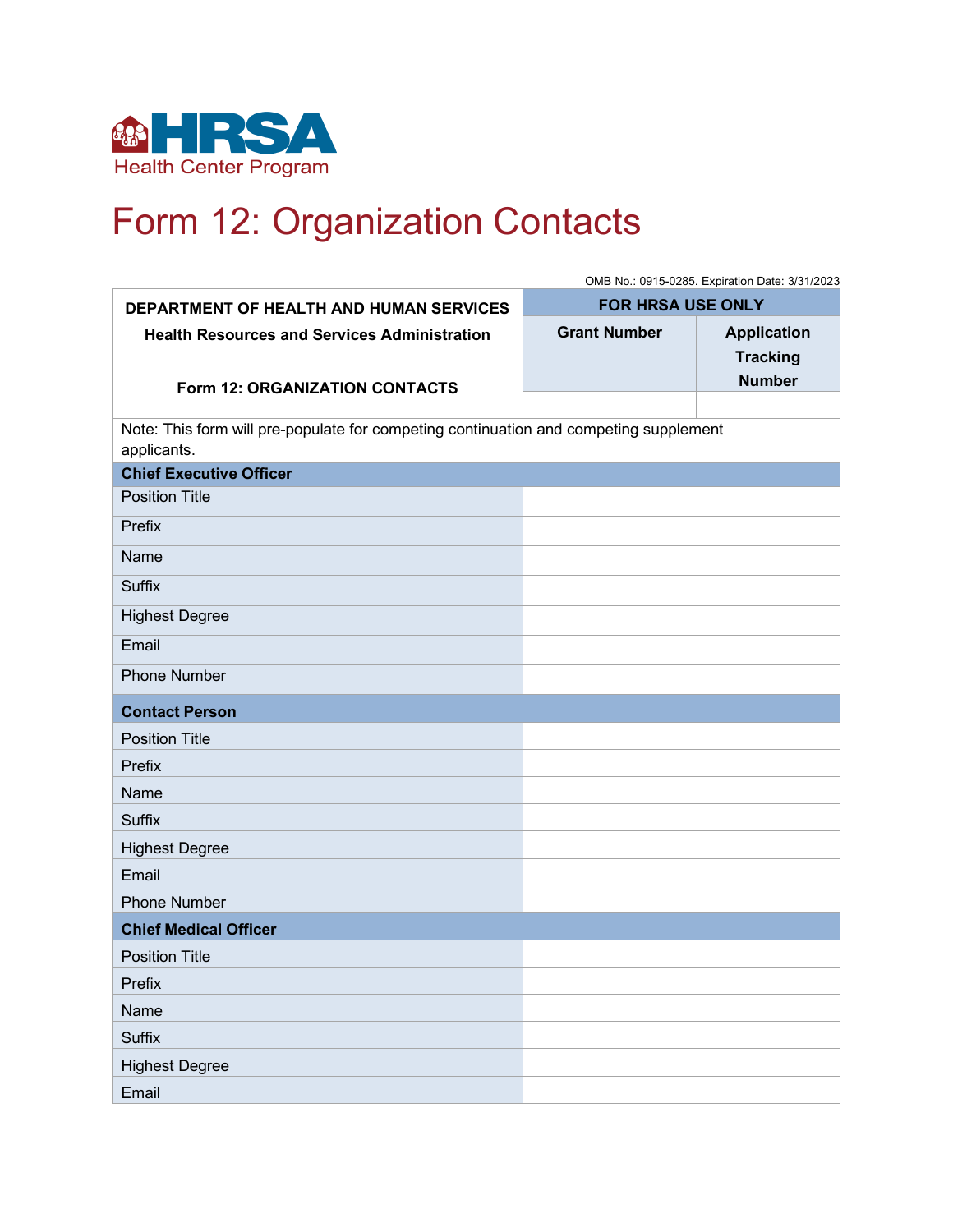HRSA Health Center Program

# Form 12: Organization Contacts

OMB No.: 0915-0285. Expiration Date: 3/31/2023

| DEPARTMENT OF HEALTH AND HUMAN SERVICES<br>Health Resources and Services Administration<br><br>Form 12: ORGANIZATION CONTACTS | FOR HRSA USE ONLY | |
|---|---|---|
| | **Grant Number** | **Application Tracking Number** |
| | | |

| Note: This form will pre-populate for competing continuation and competing supplement applicants. | |
|---|---|
| **Chief Executive Officer** | |
| Position Title | |
| Prefix | |
| Name | |
| Suffix | |
| Highest Degree | |
| Email | |
| Phone Number | |
| **Contact Person** | |
| Position Title | |
| Prefix | |
| Name | |
| Suffix | |
| Highest Degree | |
| Email | |
| Phone Number | |
| **Chief Medical Officer** | |
| Position Title | |
| Prefix | |
| Name | |
| Suffix | |
| Highest Degree | |
| Email | |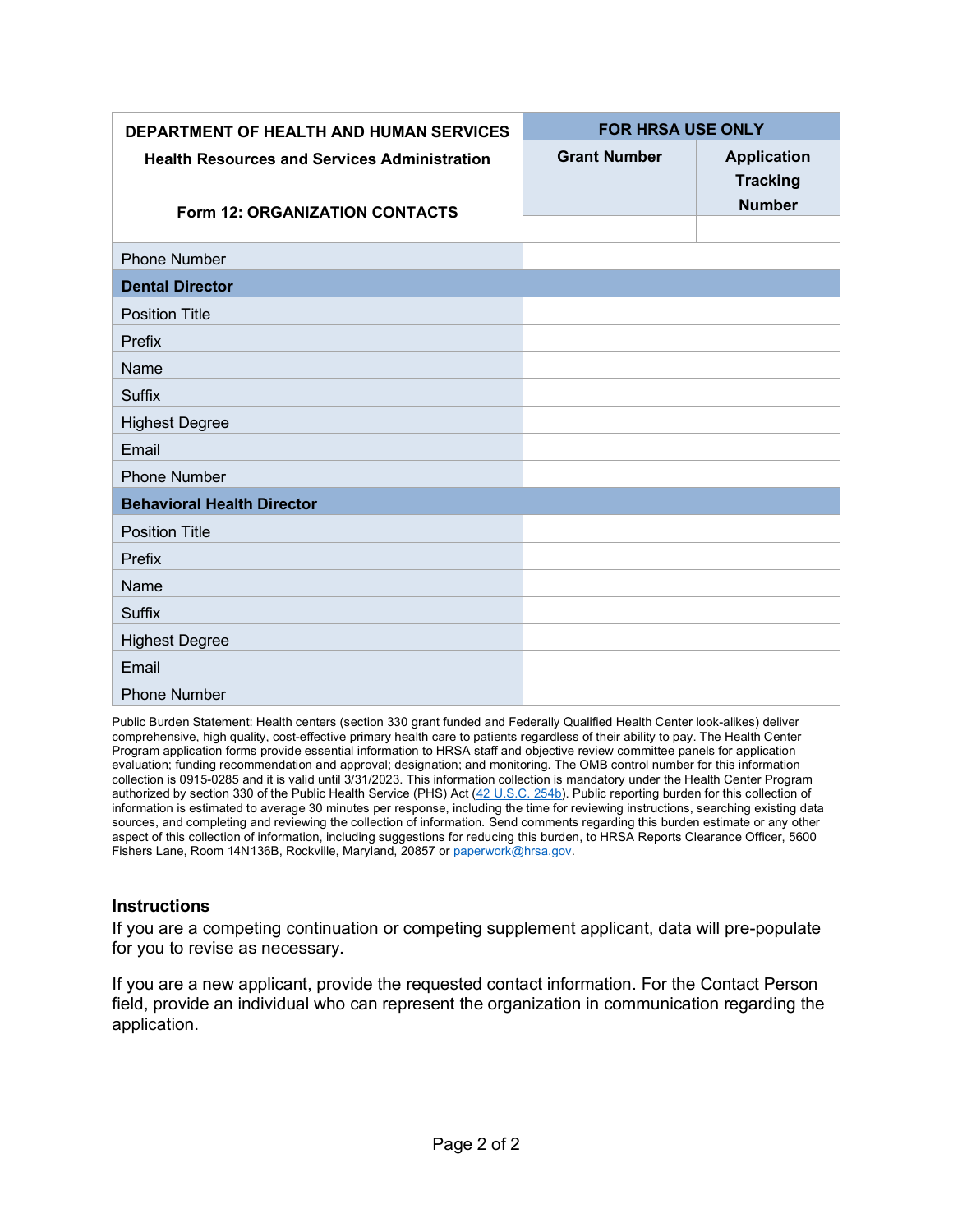| DEPARTMENT OF HEALTH AND HUMAN SERVICES<br>Health Resources and Services Administration<br>Form 12: ORGANIZATION CONTACTS | FOR HRSA USE ONLY | |
|---|---|---|
| | Grant Number | Application Tracking Number |
| | | |
| Phone Number | | |
| **Dental Director** | | |
| Position Title | | |
| Prefix | | |
| Name | | |
| Suffix | | |
| Highest Degree | | |
| Email | | |
| Phone Number | | |
| **Behavioral Health Director** | | |
| Position Title | | |
| Prefix | | |
| Name | | |
| Suffix | | |
| Highest Degree | | |
| Email | | |
| Phone Number | | |

Public Burden Statement: Health centers (section 330 grant funded and Federally Qualified Health Center look-alikes) deliver comprehensive, high quality, cost-effective primary health care to patients regardless of their ability to pay. The Health Center Program application forms provide essential information to HRSA staff and objective review committee panels for application evaluation; funding recommendation and approval; designation; and monitoring. The OMB control number for this information collection is 0915-0285 and it is valid until 3/31/2023. This information collection is mandatory under the Health Center Program authorized by section 330 of the Public Health Service (PHS) Act (42 U.S.C. 254b). Public reporting burden for this collection of information is estimated to average 30 minutes per response, including the time for reviewing instructions, searching existing data sources, and completing and reviewing the collection of information. Send comments regarding this burden estimate or any other aspect of this collection of information, including suggestions for reducing this burden, to HRSA Reports Clearance Officer, 5600 Fishers Lane, Room 14N136B, Rockville, Maryland, 20857 or paperwork@hrsa.gov.

### Instructions

If you are a competing continuation or competing supplement applicant, data will pre-populate for you to revise as necessary.

If you are a new applicant, provide the requested contact information. For the Contact Person field, provide an individual who can represent the organization in communication regarding the application.